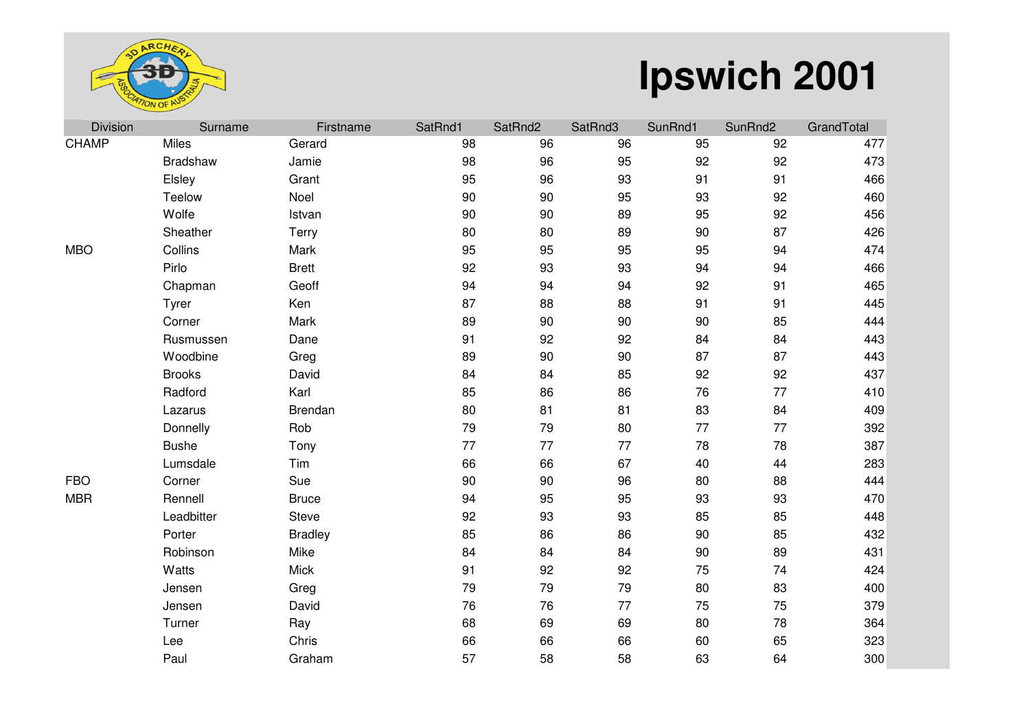# Ipswich 2001

| Division | Surname | Firstname | SatRnd1 | SatRnd2 | SatRnd3 | SunRnd1 | SunRnd2 | GrandTotal |
|---|---|---|---|---|---|---|---|---|
| CHAMP | Miles | Gerard | 98 | 96 | 96 | 95 | 92 | 477 |
| | Bradshaw | Jamie | 98 | 96 | 95 | 92 | 92 | 473 |
| | Elsley | Grant | 95 | 96 | 93 | 91 | 91 | 466 |
| | Teelow | Noel | 90 | 90 | 95 | 93 | 92 | 460 |
| | Wolfe | Istvan | 90 | 90 | 89 | 95 | 92 | 456 |
| | Sheather | Terry | 80 | 80 | 89 | 90 | 87 | 426 |
| MBO | Collins | Mark | 95 | 95 | 95 | 95 | 94 | 474 |
| | Pirlo | Brett | 92 | 93 | 93 | 94 | 94 | 466 |
| | Chapman | Geoff | 94 | 94 | 94 | 92 | 91 | 465 |
| | Tyrer | Ken | 87 | 88 | 88 | 91 | 91 | 445 |
| | Corner | Mark | 89 | 90 | 90 | 90 | 85 | 444 |
| | Rusmussen | Dane | 91 | 92 | 92 | 84 | 84 | 443 |
| | Woodbine | Greg | 89 | 90 | 90 | 87 | 87 | 443 |
| | Brooks | David | 84 | 84 | 85 | 92 | 92 | 437 |
| | Radford | Karl | 85 | 86 | 86 | 76 | 77 | 410 |
| | Lazarus | Brendan | 80 | 81 | 81 | 83 | 84 | 409 |
| | Donnelly | Rob | 79 | 79 | 80 | 77 | 77 | 392 |
| | Bushe | Tony | 77 | 77 | 77 | 78 | 78 | 387 |
| | Lumsdale | Tim | 66 | 66 | 67 | 40 | 44 | 283 |
| FBO | Corner | Sue | 90 | 90 | 96 | 80 | 88 | 444 |
| MBR | Rennell | Bruce | 94 | 95 | 95 | 93 | 93 | 470 |
| | Leadbitter | Steve | 92 | 93 | 93 | 85 | 85 | 448 |
| | Porter | Bradley | 85 | 86 | 86 | 90 | 85 | 432 |
| | Robinson | Mike | 84 | 84 | 84 | 90 | 89 | 431 |
| | Watts | Mick | 91 | 92 | 92 | 75 | 74 | 424 |
| | Jensen | Greg | 79 | 79 | 79 | 80 | 83 | 400 |
| | Jensen | David | 76 | 76 | 77 | 75 | 75 | 379 |
| | Turner | Ray | 68 | 69 | 69 | 80 | 78 | 364 |
| | Lee | Chris | 66 | 66 | 66 | 60 | 65 | 323 |
| | Paul | Graham | 57 | 58 | 58 | 63 | 64 | 300 |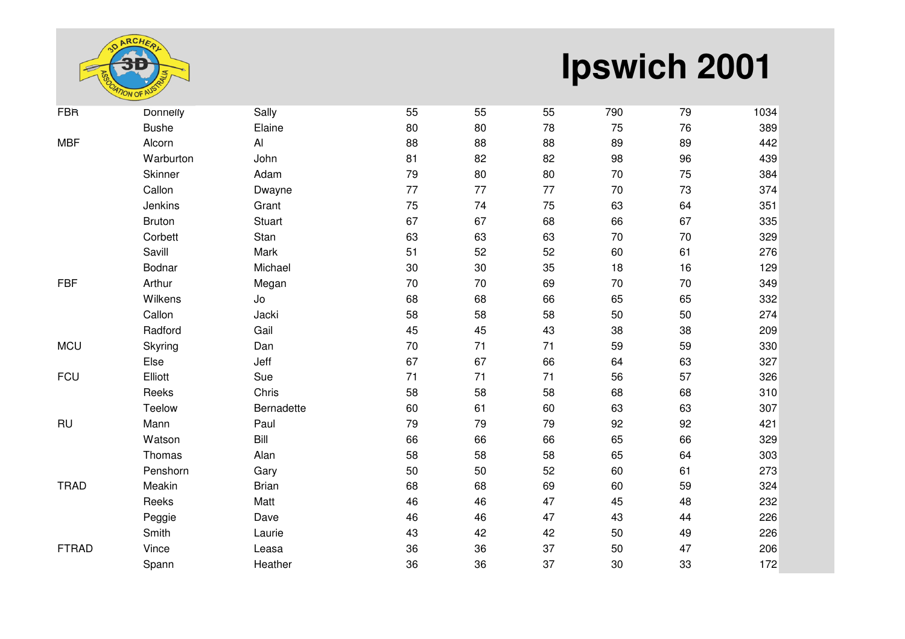# Ipswich 2001

| | | | | | | | | |
|---|---|---|---|---|---|---|---|---|
| FBR | Donnelly | Sally | 55 | 55 | 55 | 790 | 79 | 1034 |
| | Bushe | Elaine | 80 | 80 | 78 | 75 | 76 | 389 |
| MBF | Alcorn | Al | 88 | 88 | 88 | 89 | 89 | 442 |
| | Warburton | John | 81 | 82 | 82 | 98 | 96 | 439 |
| | Skinner | Adam | 79 | 80 | 80 | 70 | 75 | 384 |
| | Callon | Dwayne | 77 | 77 | 77 | 70 | 73 | 374 |
| | Jenkins | Grant | 75 | 74 | 75 | 63 | 64 | 351 |
| | Bruton | Stuart | 67 | 67 | 68 | 66 | 67 | 335 |
| | Corbett | Stan | 63 | 63 | 63 | 70 | 70 | 329 |
| | Savill | Mark | 51 | 52 | 52 | 60 | 61 | 276 |
| | Bodnar | Michael | 30 | 30 | 35 | 18 | 16 | 129 |
| FBF | Arthur | Megan | 70 | 70 | 69 | 70 | 70 | 349 |
| | Wilkens | Jo | 68 | 68 | 66 | 65 | 65 | 332 |
| | Callon | Jacki | 58 | 58 | 58 | 50 | 50 | 274 |
| | Radford | Gail | 45 | 45 | 43 | 38 | 38 | 209 |
| MCU | Skyring | Dan | 70 | 71 | 71 | 59 | 59 | 330 |
| | Else | Jeff | 67 | 67 | 66 | 64 | 63 | 327 |
| FCU | Elliott | Sue | 71 | 71 | 71 | 56 | 57 | 326 |
| | Reeks | Chris | 58 | 58 | 58 | 68 | 68 | 310 |
| | Teelow | Bernadette | 60 | 61 | 60 | 63 | 63 | 307 |
| RU | Mann | Paul | 79 | 79 | 79 | 92 | 92 | 421 |
| | Watson | Bill | 66 | 66 | 66 | 65 | 66 | 329 |
| | Thomas | Alan | 58 | 58 | 58 | 65 | 64 | 303 |
| | Penshorn | Gary | 50 | 50 | 52 | 60 | 61 | 273 |
| TRAD | Meakin | Brian | 68 | 68 | 69 | 60 | 59 | 324 |
| | Reeks | Matt | 46 | 46 | 47 | 45 | 48 | 232 |
| | Peggie | Dave | 46 | 46 | 47 | 43 | 44 | 226 |
| | Smith | Laurie | 43 | 42 | 42 | 50 | 49 | 226 |
| FTRAD | Vince | Leasa | 36 | 36 | 37 | 50 | 47 | 206 |
| | Spann | Heather | 36 | 36 | 37 | 30 | 33 | 172 |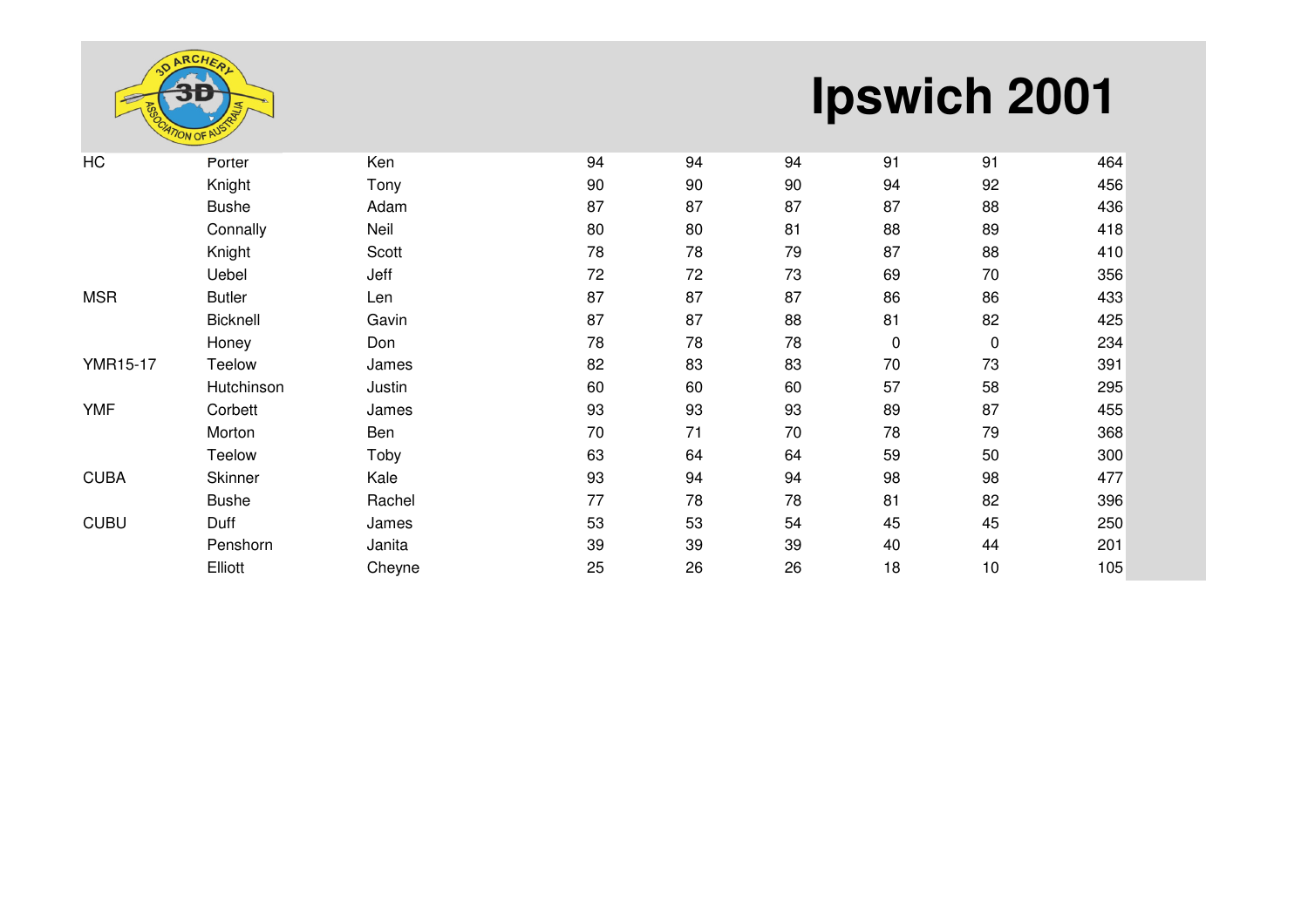# Ipswich 2001

| | | | | | | | | |
|---|---|---|---|---|---|---|---|---|
| HC | Porter | Ken | 94 | 94 | 94 | 91 | 91 | 464 |
| | Knight | Tony | 90 | 90 | 90 | 94 | 92 | 456 |
| | Bushe | Adam | 87 | 87 | 87 | 87 | 88 | 436 |
| | Connally | Neil | 80 | 80 | 81 | 88 | 89 | 418 |
| | Knight | Scott | 78 | 78 | 79 | 87 | 88 | 410 |
| | Uebel | Jeff | 72 | 72 | 73 | 69 | 70 | 356 |
| MSR | Butler | Len | 87 | 87 | 87 | 86 | 86 | 433 |
| | Bicknell | Gavin | 87 | 87 | 88 | 81 | 82 | 425 |
| | Honey | Don | 78 | 78 | 78 | 0 | 0 | 234 |
| YMR15-17 | Teelow | James | 82 | 83 | 83 | 70 | 73 | 391 |
| | Hutchinson | Justin | 60 | 60 | 60 | 57 | 58 | 295 |
| YMF | Corbett | James | 93 | 93 | 93 | 89 | 87 | 455 |
| | Morton | Ben | 70 | 71 | 70 | 78 | 79 | 368 |
| | Teelow | Toby | 63 | 64 | 64 | 59 | 50 | 300 |
| CUBA | Skinner | Kale | 93 | 94 | 94 | 98 | 98 | 477 |
| | Bushe | Rachel | 77 | 78 | 78 | 81 | 82 | 396 |
| CUBU | Duff | James | 53 | 53 | 54 | 45 | 45 | 250 |
| | Penshorn | Janita | 39 | 39 | 39 | 40 | 44 | 201 |
| | Elliott | Cheyne | 25 | 26 | 26 | 18 | 10 | 105 |